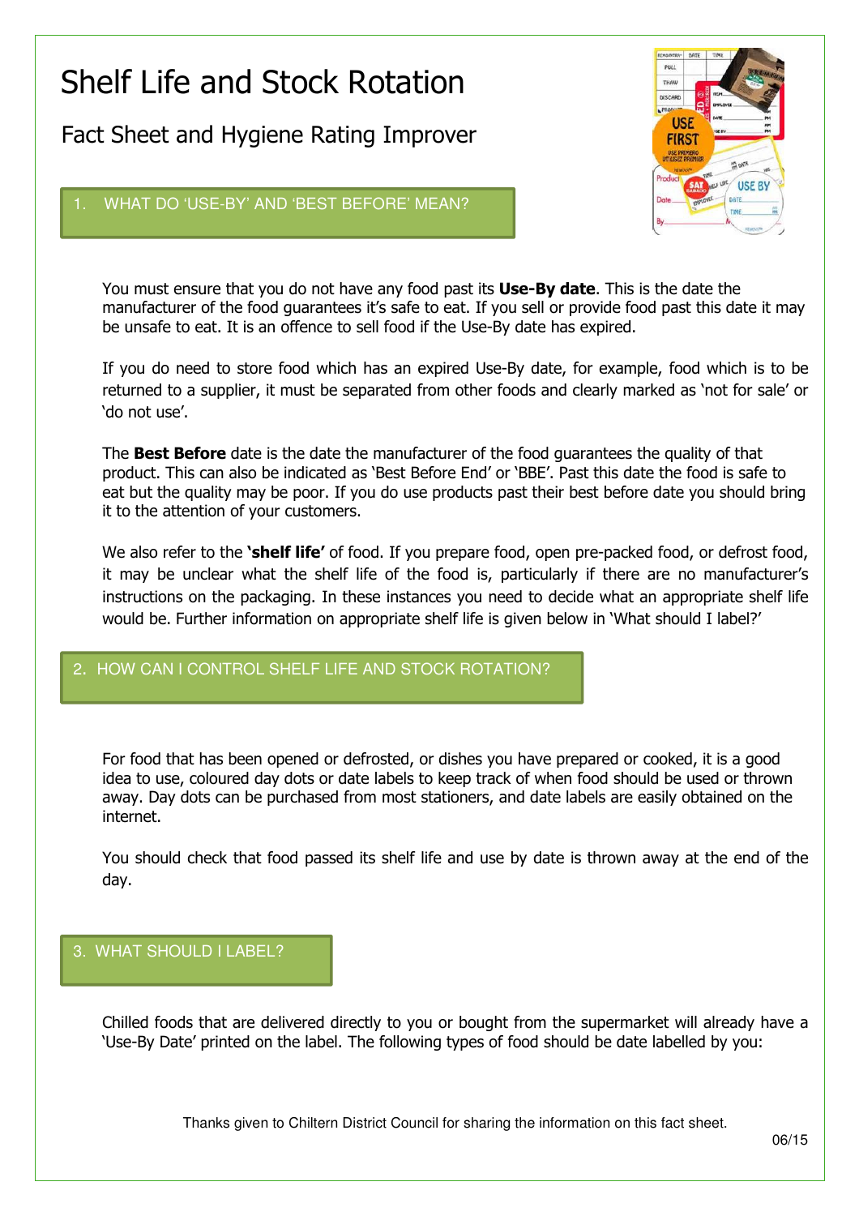# Shelf Life and Stock Rotation

## Fact Sheet and Hygiene Rating Improver

### 1. WHAT DO 'USE-BY' AND 'BEST BEFORE' MEAN?

You must ensure that you do not have any food past its **Use-By date**. This is the date the manufacturer of the food guarantees it's safe to eat. If you sell or provide food past this date it may be unsafe to eat. It is an offence to sell food if the Use-By date has expired.

If you do need to store food which has an expired Use-By date, for example, food which is to be returned to a supplier, it must be separated from other foods and clearly marked as 'not for sale' or 'do not use'.

The **Best Before** date is the date the manufacturer of the food guarantees the quality of that product. This can also be indicated as 'Best Before End' or 'BBE'. Past this date the food is safe to eat but the quality may be poor. If you do use products past their best before date you should bring it to the attention of your customers.

We also refer to the **'shelf life'** of food. If you prepare food, open pre-packed food, or defrost food, it may be unclear what the shelf life of the food is, particularly if there are no manufacturer's instructions on the packaging. In these instances you need to decide what an appropriate shelf life would be. Further information on appropriate shelf life is given below in 'What should I label?'

### 2. HOW CAN I CONTROL SHELF LIFE AND STOCK ROTATION?

For food that has been opened or defrosted, or dishes you have prepared or cooked, it is a good idea to use, coloured day dots or date labels to keep track of when food should be used or thrown away. Day dots can be purchased from most stationers, and date labels are easily obtained on the internet.

You should check that food passed its shelf life and use by date is thrown away at the end of the day.

### 3. WHAT SHOULD I LABEL?

Chilled foods that are delivered directly to you or bought from the supermarket will already have a 'Use-By Date' printed on the label. The following types of food should be date labelled by you:

Thanks given to Chiltern District Council for sharing the information on this fact sheet.

06/15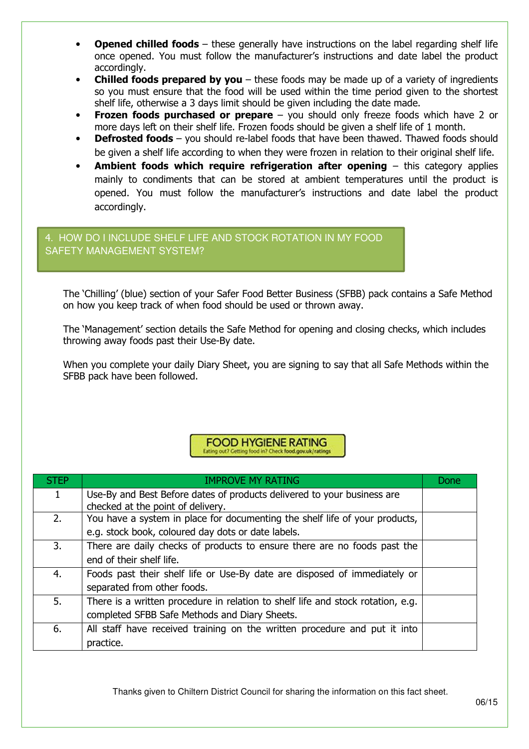- **Opened chilled foods** – these generally have instructions on the label regarding shelf life once opened. You must follow the manufacturer's instructions and date label the product accordingly.
- **Chilled foods prepared by you** – these foods may be made up of a variety of ingredients so you must ensure that the food will be used within the time period given to the shortest shelf life, otherwise a 3 days limit should be given including the date made.
- **Frozen foods purchased or prepare** – you should only freeze foods which have 2 or more days left on their shelf life. Frozen foods should be given a shelf life of 1 month.
- **Defrosted foods** – you should re-label foods that have been thawed. Thawed foods should be given a shelf life according to when they were frozen in relation to their original shelf life.
- **Ambient foods which require refrigeration after opening** – this category applies mainly to condiments that can be stored at ambient temperatures until the product is opened. You must follow the manufacturer's instructions and date label the product accordingly.

## 4. HOW DO I INCLUDE SHELF LIFE AND STOCK ROTATION IN MY FOOD SAFETY MANAGEMENT SYSTEM?

The 'Chilling' (blue) section of your Safer Food Better Business (SFBB) pack contains a Safe Method on how you keep track of when food should be used or thrown away.

The 'Management' section details the Safe Method for opening and closing checks, which includes throwing away foods past their Use-By date.

When you complete your daily Diary Sheet, you are signing to say that all Safe Methods within the SFBB pack have been followed.

FOOD HYGIENE RATING
Eating out? Getting food in? Check food.gov.uk/ratings

| STEP | IMPROVE MY RATING | Done |
|---|---|---|
| 1 | Use-By and Best Before dates of products delivered to your business are checked at the point of delivery. | |
| 2. | You have a system in place for documenting the shelf life of your products, e.g. stock book, coloured day dots or date labels. | |
| 3. | There are daily checks of products to ensure there are no foods past the end of their shelf life. | |
| 4. | Foods past their shelf life or Use-By date are disposed of immediately or separated from other foods. | |
| 5. | There is a written procedure in relation to shelf life and stock rotation, e.g. completed SFBB Safe Methods and Diary Sheets. | |
| 6. | All staff have received training on the written procedure and put it into practice. | |

Thanks given to Chiltern District Council for sharing the information on this fact sheet.

06/15